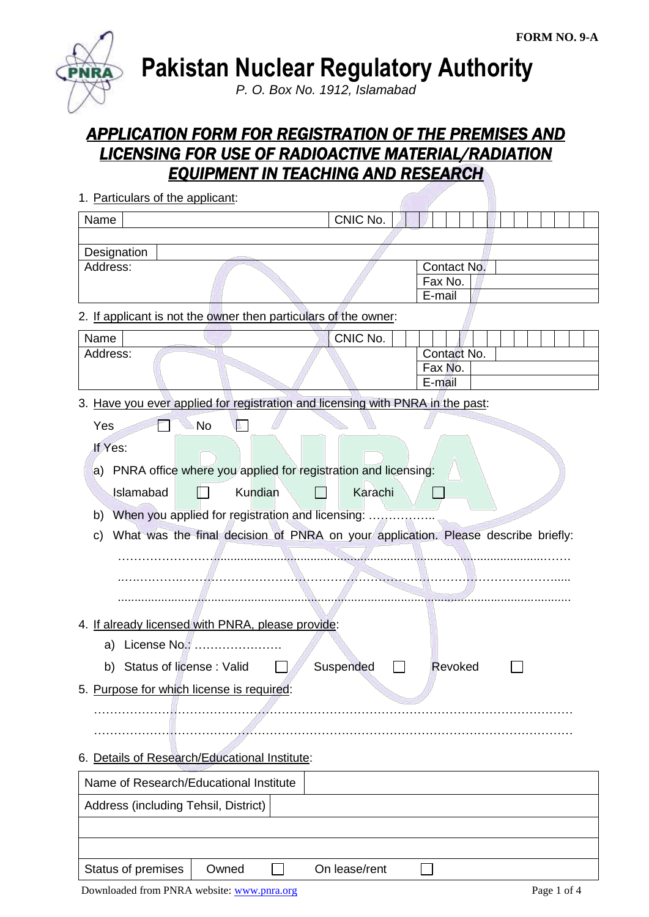FORM NO. 9-A

# Pakistan Nuclear Regulatory Authority

*P. O. Box No. 1912, Islamabad*

## APPLICATION FORM FOR REGISTRATION OF THE PREMISES AND LICENSING FOR USE OF RADIOACTIVE MATERIAL/RADIATION EQUIPMENT IN TEACHING AND RESEARCH

1. Particulars of the applicant:

| | | | |
|---|---|---|---|
| Name | | CNIC No. | |
| | | | |
| Designation | | | |
| Address: | | Contact No. | |
| | | Fax No. | |
| | | E-mail | |

2. If applicant is not the owner then particulars of the owner:

| | | | |
|---|---|---|---|
| Name | | CNIC No. | |
| Address: | | Contact No. | |
| | | Fax No. | |
| | | E-mail | |

3. Have you ever applied for registration and licensing with PNRA in the past:

   Yes ☐ No ☐

   If Yes:

   a) PNRA office where you applied for registration and licensing:

      Islamabad ☐ Kundian ☐ Karachi ☐

   b) When you applied for registration and licensing: ……………..

   c) What was the final decision of PNRA on your application. Please describe briefly:

      ……………………………………………………………………………………………

      ……………………………………………………………………………………………

      ……………………………………………………………………………………………

4. If already licensed with PNRA, please provide:

   a) License No.: ………………….

   b) Status of license : Valid ☐ Suspended ☐ Revoked ☐

5. Purpose for which license is required:

   ……………………………………………………………………………………………

   ……………………………………………………………………………………………

6. Details of Research/Educational Institute:

| | | | | |
|---|---|---|---|---|
| Name of Research/Educational Institute | | | | |
| Address (including Tehsil, District) | | | | |
| | | | | |
| | | | | |
| Status of premises | Owned | ☐ | On lease/rent | ☐ |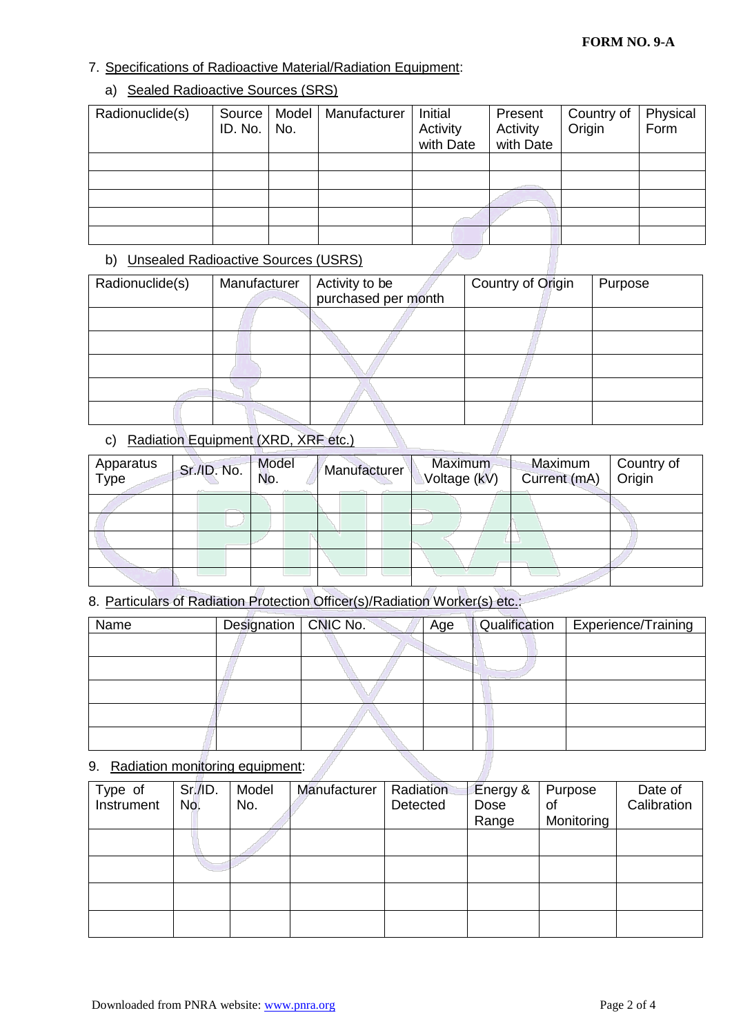**FORM NO. 9-A**

7. Specifications of Radioactive Material/Radiation Equipment:

a) Sealed Radioactive Sources (SRS)

| Radionuclide(s) | Source ID. No. | Model No. | Manufacturer | Initial Activity with Date | Present Activity with Date | Country of Origin | Physical Form |
|---|---|---|---|---|---|---|---|
| | | | | | | | |
| | | | | | | | |
| | | | | | | | |
| | | | | | | | |
| | | | | | | | |

b) Unsealed Radioactive Sources (USRS)

| Radionuclide(s) | Manufacturer | Activity to be purchased per month | Country of Origin | Purpose |
|---|---|---|---|---|
| | | | | |
| | | | | |
| | | | | |
| | | | | |
| | | | | |

c) Radiation Equipment (XRD, XRF etc.)

| Apparatus Type | Sr./ID. No. | Model No. | Manufacturer | Maximum Voltage (kV) | Maximum Current (mA) | Country of Origin |
|---|---|---|---|---|---|---|
| | | | | | | |
| | | | | | | |
| | | | | | | |
| | | | | | | |
| | | | | | | |

8. Particulars of Radiation Protection Officer(s)/Radiation Worker(s) etc.:

| Name | Designation | CNIC No. | Age | Qualification | Experience/Training |
|---|---|---|---|---|---|
| | | | | | |
| | | | | | |
| | | | | | |
| | | | | | |
| | | | | | |

9. Radiation monitoring equipment:

| Type of Instrument | Sr./ID. No. | Model No. | Manufacturer | Radiation Detected | Energy & Dose Range | Purpose of Monitoring | Date of Calibration |
|---|---|---|---|---|---|---|---|
| | | | | | | | |
| | | | | | | | |
| | | | | | | | |
| | | | | | | | |

Downloaded from PNRA website: www.pnra.org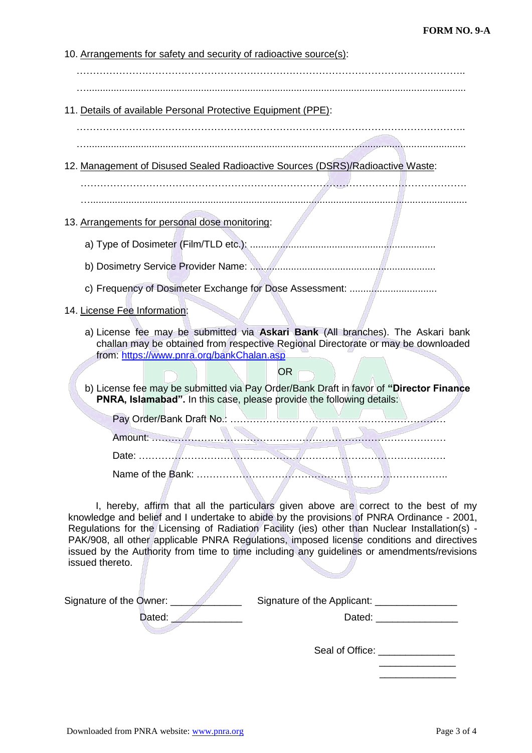10. Arrangements for safety and security of radioactive source(s):

………………………………………………………………………………………………………..

…..........................................................................................................................................

11. Details of available Personal Protective Equipment (PPE):

………………………………………………………………………………………………………..

…..........................................................................................................................................

12. Management of Disused Sealed Radioactive Sources (DSRS)/Radioactive Waste:

………………………………………………………………………………………………………..

…..........................................................................................................................................

13. Arrangements for personal dose monitoring:

a) Type of Dosimeter (Film/TLD etc.): ...................................................................

b) Dosimetry Service Provider Name: ...................................................................

c) Frequency of Dosimeter Exchange for Dose Assessment: ................................

14. License Fee Information:

a) License fee may be submitted via **Askari Bank** (All branches). The Askari bank challan may be obtained from respective Regional Directorate or may be downloaded from: https://www.pnra.org/bankChalan.asp

OR

b) License fee may be submitted via Pay Order/Bank Draft in favor of **"Director Finance PNRA, Islamabad".** In this case, please provide the following details:

Pay Order/Bank Draft No.: ……………………………………………………………

Amount: …………………………………………………………………………………

Date: ……………………………………………………………………………………

Name of the Bank: ……………………………………………………………………..

I, hereby, affirm that all the particulars given above are correct to the best of my knowledge and belief and I undertake to abide by the provisions of PNRA Ordinance - 2001, Regulations for the Licensing of Radiation Facility (ies) other than Nuclear Installation(s) - PAK/908, all other applicable PNRA Regulations, imposed license conditions and directives issued by the Authority from time to time including any guidelines or amendments/revisions issued thereto.

Signature of the Owner: _____________ Signature of the Applicant: _______________

Dated: _____________ Dated: _______________

Seal of Office: ______________
______________
______________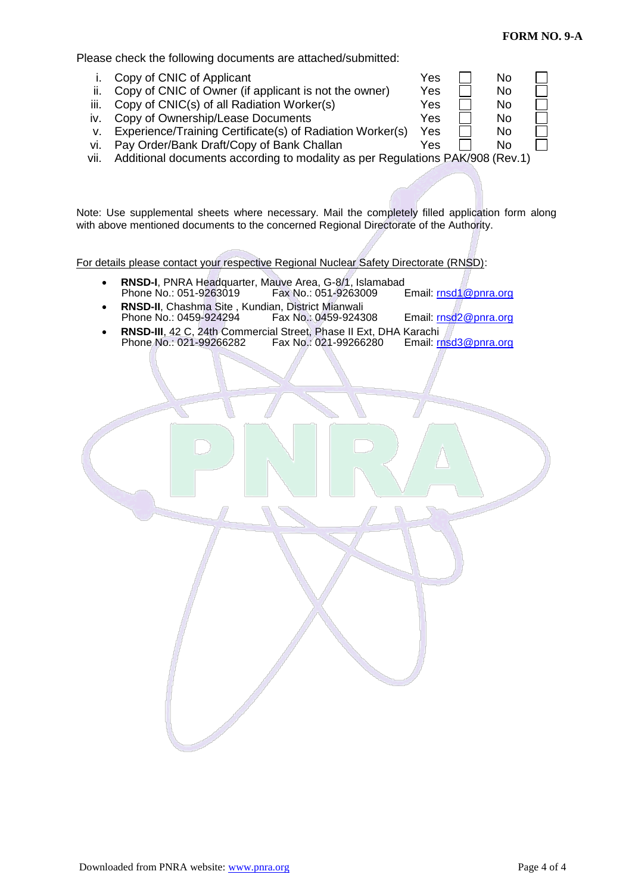**FORM NO. 9-A**

Please check the following documents are attached/submitted:

| | | | | | |
|---|---|---|---|---|---|
| i. | Copy of CNIC of Applicant | Yes | ☐ | No | ☐ |
| ii. | Copy of CNIC of Owner (if applicant is not the owner) | Yes | ☐ | No | ☐ |
| iii. | Copy of CNIC(s) of all Radiation Worker(s) | Yes | ☐ | No | ☐ |
| iv. | Copy of Ownership/Lease Documents | Yes | ☐ | No | ☐ |
| v. | Experience/Training Certificate(s) of Radiation Worker(s) | Yes | ☐ | No | ☐ |
| vi. | Pay Order/Bank Draft/Copy of Bank Challan | Yes | ☐ | No | ☐ |
| vii. | Additional documents according to modality as per Regulations PAK/908 (Rev.1) | | | | |

Note: Use supplemental sheets where necessary. Mail the completely filled application form along with above mentioned documents to the concerned Regional Directorate of the Authority.

For details please contact your respective Regional Nuclear Safety Directorate (RNSD):

- **RNSD-I**, PNRA Headquarter, Mauve Area, G-8/1, Islamabad
  Phone No.: 051-9263019 Fax No.: 051-9263009 Email: rnsd1@pnra.org
- **RNSD-II**, Chashma Site , Kundian, District Mianwali
  Phone No.: 0459-924294 Fax No.: 0459-924308 Email: rnsd2@pnra.org
- **RNSD-III**, 42 C, 24th Commercial Street, Phase II Ext, DHA Karachi
  Phone No.: 021-99266282 Fax No.: 021-99266280 Email: rnsd3@pnra.org

Downloaded from PNRA website: www.pnra.org